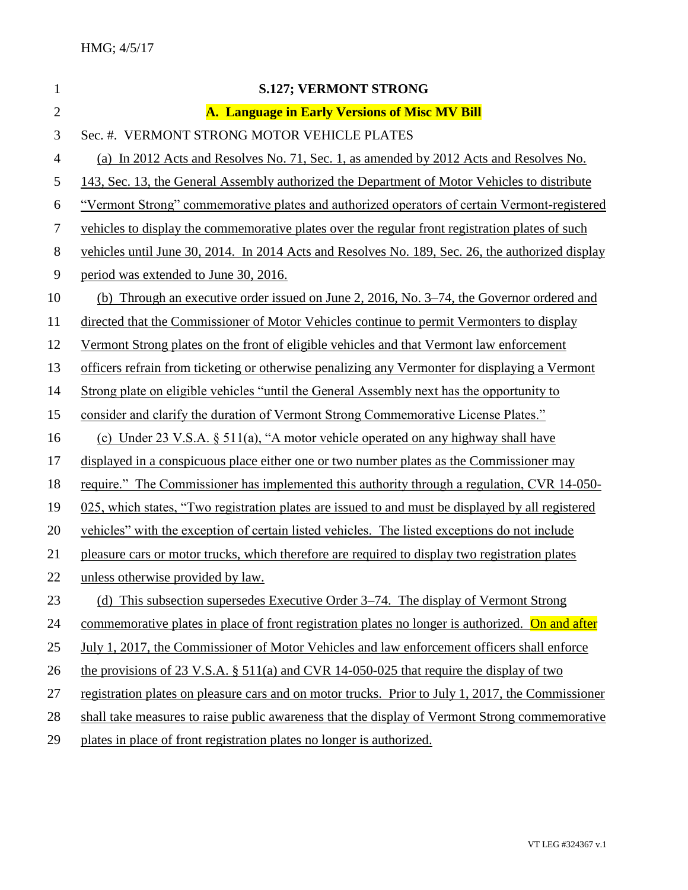HMG; 4/5/17

# S.127; VERMONT STRONG

## A. Language in Early Versions of Misc MV Bill

Sec. #. VERMONT STRONG MOTOR VEHICLE PLATES

(a) In 2012 Acts and Resolves No. 71, Sec. 1, as amended by 2012 Acts and Resolves No. 143, Sec. 13, the General Assembly authorized the Department of Motor Vehicles to distribute "Vermont Strong" commemorative plates and authorized operators of certain Vermont-registered vehicles to display the commemorative plates over the regular front registration plates of such vehicles until June 30, 2014. In 2014 Acts and Resolves No. 189, Sec. 26, the authorized display period was extended to June 30, 2016.

(b) Through an executive order issued on June 2, 2016, No. 3–74, the Governor ordered and directed that the Commissioner of Motor Vehicles continue to permit Vermonters to display Vermont Strong plates on the front of eligible vehicles and that Vermont law enforcement officers refrain from ticketing or otherwise penalizing any Vermonter for displaying a Vermont Strong plate on eligible vehicles "until the General Assembly next has the opportunity to consider and clarify the duration of Vermont Strong Commemorative License Plates."

(c) Under 23 V.S.A. § 511(a), "A motor vehicle operated on any highway shall have displayed in a conspicuous place either one or two number plates as the Commissioner may require." The Commissioner has implemented this authority through a regulation, CVR 14-050-025, which states, "Two registration plates are issued to and must be displayed by all registered vehicles" with the exception of certain listed vehicles. The listed exceptions do not include pleasure cars or motor trucks, which therefore are required to display two registration plates unless otherwise provided by law.

(d) This subsection supersedes Executive Order 3–74. The display of Vermont Strong commemorative plates in place of front registration plates no longer is authorized. On and after July 1, 2017, the Commissioner of Motor Vehicles and law enforcement officers shall enforce the provisions of 23 V.S.A. § 511(a) and CVR 14-050-025 that require the display of two registration plates on pleasure cars and on motor trucks. Prior to July 1, 2017, the Commissioner shall take measures to raise public awareness that the display of Vermont Strong commemorative plates in place of front registration plates no longer is authorized.

VT LEG #324367 v.1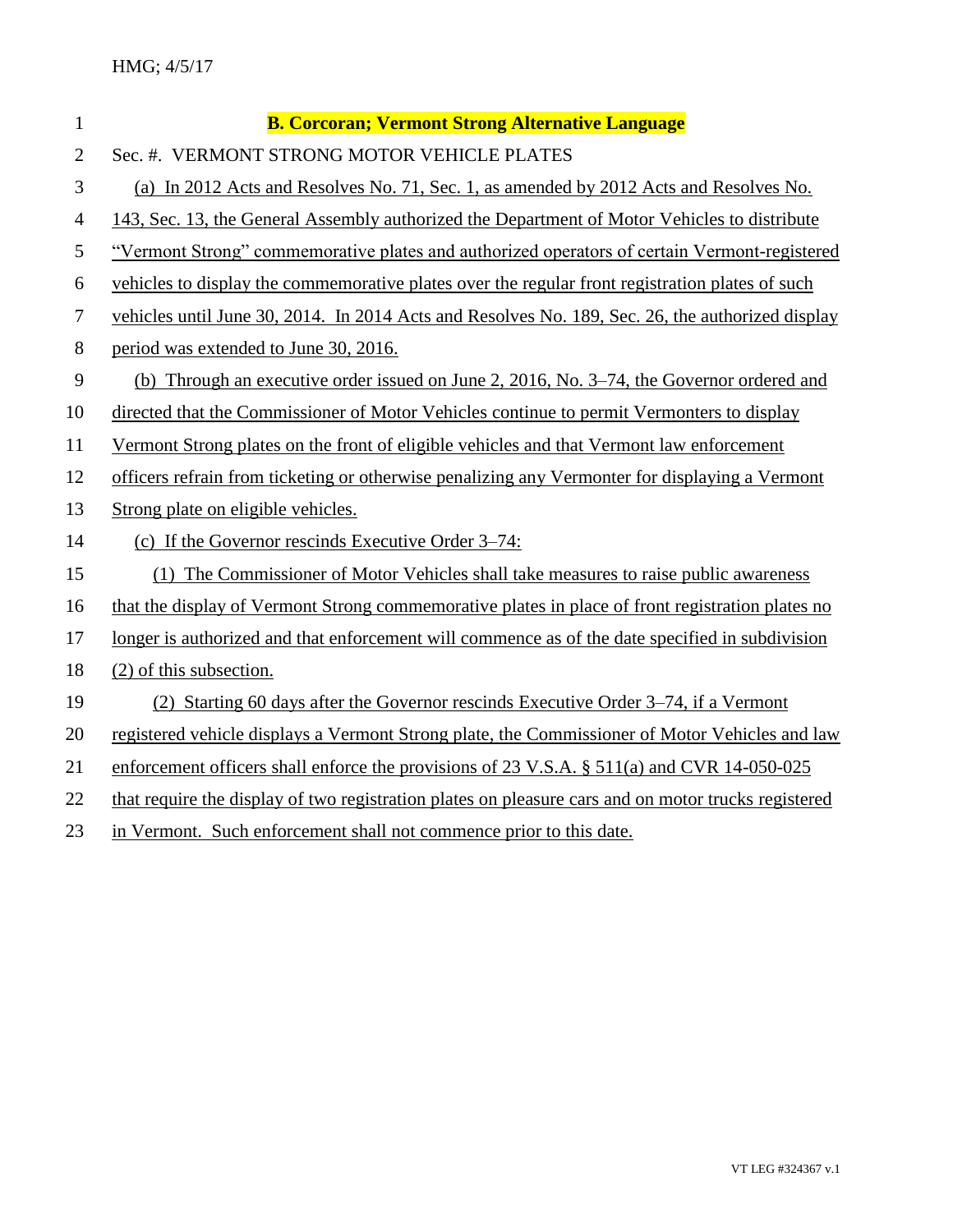**B. Corcoran; Vermont Strong Alternative Language**

Sec. #. VERMONT STRONG MOTOR VEHICLE PLATES

(a) In 2012 Acts and Resolves No. 71, Sec. 1, as amended by 2012 Acts and Resolves No. 143, Sec. 13, the General Assembly authorized the Department of Motor Vehicles to distribute "Vermont Strong" commemorative plates and authorized operators of certain Vermont-registered vehicles to display the commemorative plates over the regular front registration plates of such vehicles until June 30, 2014. In 2014 Acts and Resolves No. 189, Sec. 26, the authorized display period was extended to June 30, 2016.

(b) Through an executive order issued on June 2, 2016, No. 3–74, the Governor ordered and directed that the Commissioner of Motor Vehicles continue to permit Vermonters to display Vermont Strong plates on the front of eligible vehicles and that Vermont law enforcement officers refrain from ticketing or otherwise penalizing any Vermonter for displaying a Vermont Strong plate on eligible vehicles.

(c) If the Governor rescinds Executive Order 3–74:

(1) The Commissioner of Motor Vehicles shall take measures to raise public awareness that the display of Vermont Strong commemorative plates in place of front registration plates no longer is authorized and that enforcement will commence as of the date specified in subdivision (2) of this subsection.

(2) Starting 60 days after the Governor rescinds Executive Order 3–74, if a Vermont registered vehicle displays a Vermont Strong plate, the Commissioner of Motor Vehicles and law enforcement officers shall enforce the provisions of 23 V.S.A. § 511(a) and CVR 14-050-025 that require the display of two registration plates on pleasure cars and on motor trucks registered in Vermont. Such enforcement shall not commence prior to this date.